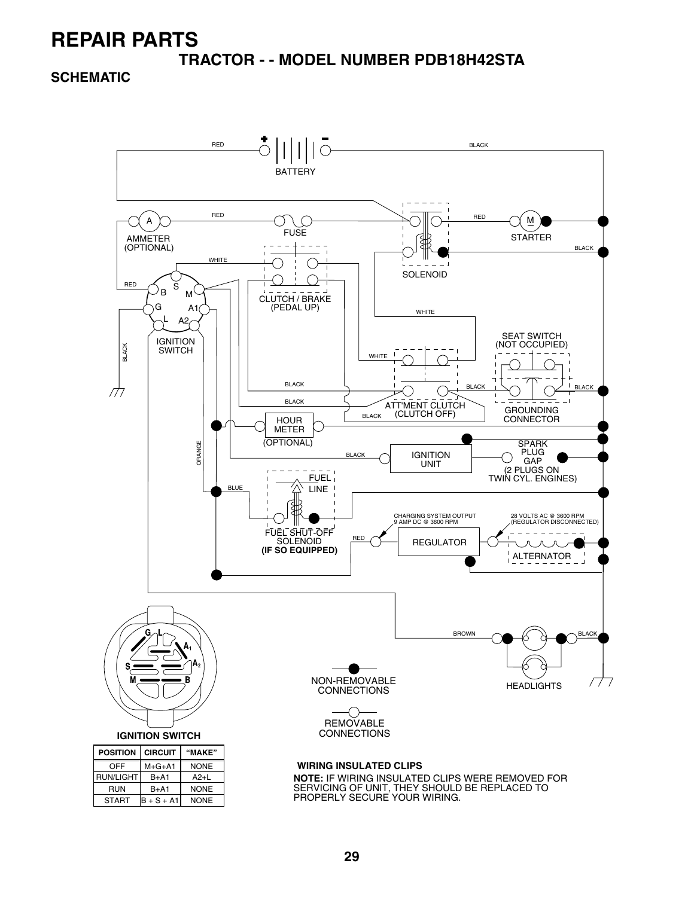# REPAIR PARTS

## TRACTOR - - MODEL NUMBER PDB18H42STA

### SCHEMATIC

RED BATTERY BLACK

AMMETER (OPTIONAL) RED FUSE RED STARTER BLACK SOLENOID

WHITE CLUTCH / BRAKE (PEDAL UP) WHITE

RED IGNITION SWITCH BLACK

SEAT SWITCH (NOT OCCUPIED)

WHITE BLACK BLACK ATT'MENT CLUTCH (CLUTCH OFF) BLACK BLACK GROUNDING CONNECTOR

HOUR METER (OPTIONAL)

ORANGE BLACK IGNITION UNIT SPARK PLUG GAP (2 PLUGS ON TWIN CYL. ENGINES)

BLUE FUEL LINE FUEL SHUT-OFF SOLENOID **(IF SO EQUIPPED)**

CHARGING SYSTEM OUTPUT 9 AMP DC @ 3600 RPM

28 VOLTS AC @ 3600 RPM (REGULATOR DISCONNECTED)

RED REGULATOR ALTERNATOR

BROWN BLACK HEADLIGHTS

NON-REMOVABLE CONNECTIONS

REMOVABLE CONNECTIONS

**IGNITION SWITCH**

| POSITION | CIRCUIT | "MAKE" |
|---|---|---|
| OFF | M+G+A1 | NONE |
| RUN/LIGHT | B+A1 | A2+L |
| RUN | B+A1 | NONE |
| START | B + S + A1 | NONE |

**WIRING INSULATED CLIPS**

**NOTE:** IF WIRING INSULATED CLIPS WERE REMOVED FOR SERVICING OF UNIT, THEY SHOULD BE REPLACED TO PROPERLY SECURE YOUR WIRING.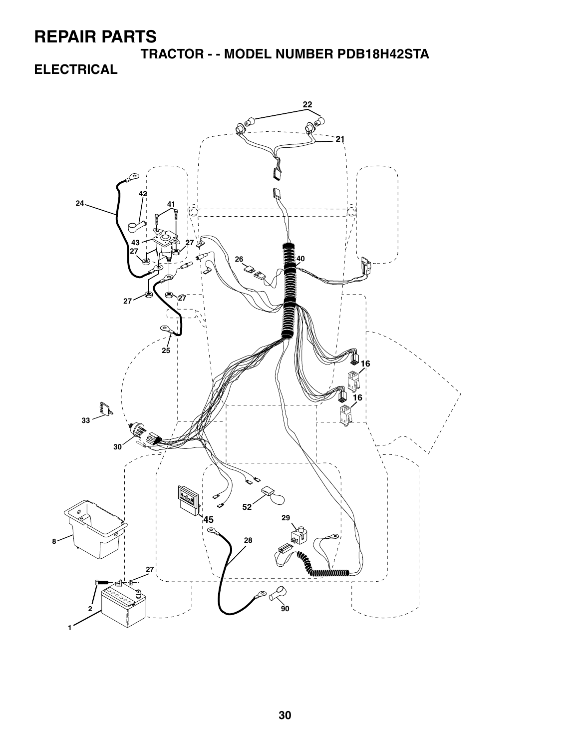# REPAIR PARTS

## TRACTOR - - MODEL NUMBER PDB18H42STA

## ELECTRICAL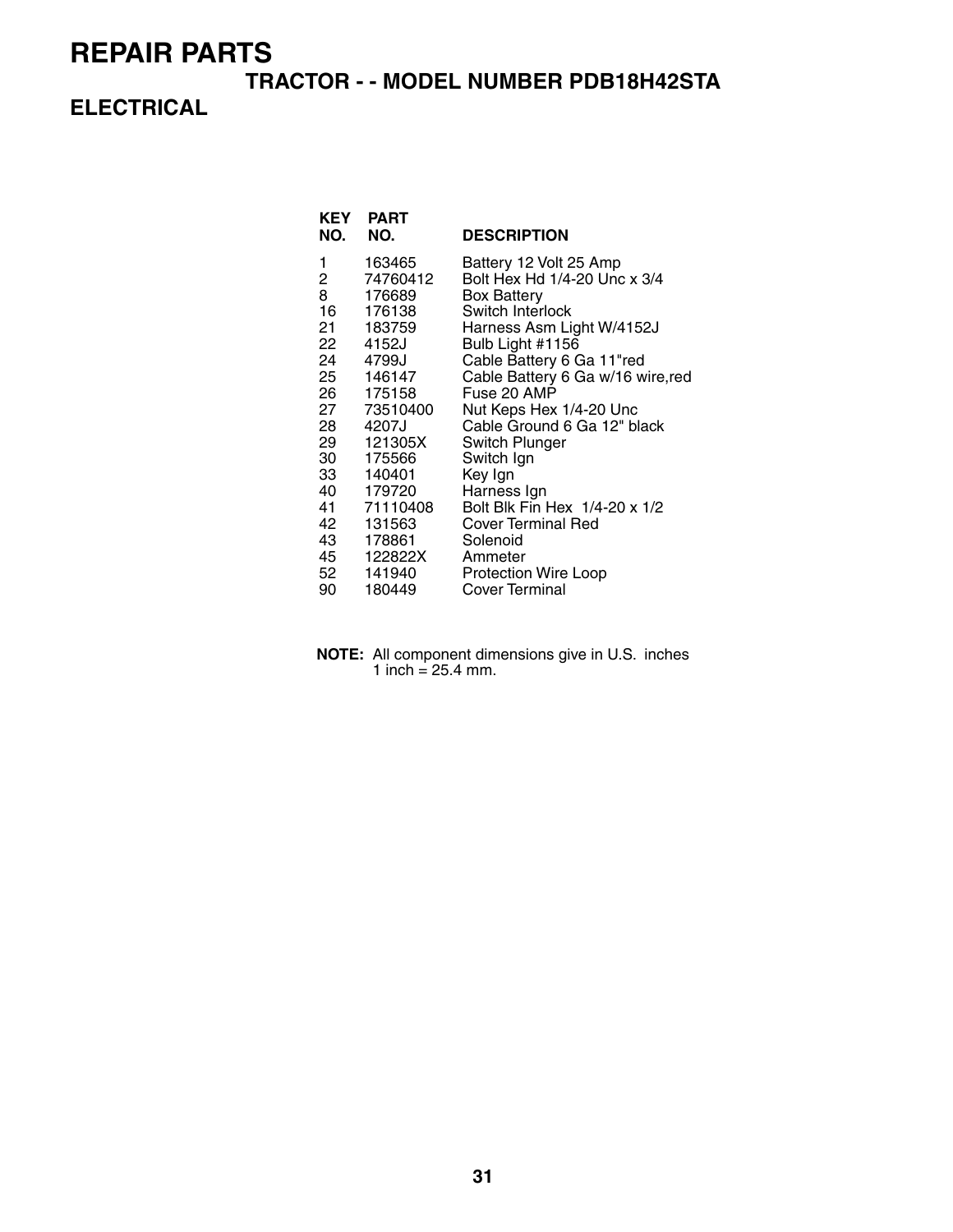# REPAIR PARTS

## TRACTOR - - MODEL NUMBER PDB18H42STA

## ELECTRICAL

| KEY NO. | PART NO. | DESCRIPTION |
|---|---|---|
| 1 | 163465 | Battery 12 Volt 25 Amp |
| 2 | 74760412 | Bolt Hex Hd 1/4-20 Unc x 3/4 |
| 8 | 176689 | Box Battery |
| 16 | 176138 | Switch Interlock |
| 21 | 183759 | Harness Asm Light W/4152J |
| 22 | 4152J | Bulb Light #1156 |
| 24 | 4799J | Cable Battery 6 Ga 11"red |
| 25 | 146147 | Cable Battery 6 Ga w/16 wire,red |
| 26 | 175158 | Fuse 20 AMP |
| 27 | 73510400 | Nut Keps Hex 1/4-20 Unc |
| 28 | 4207J | Cable Ground 6 Ga 12" black |
| 29 | 121305X | Switch Plunger |
| 30 | 175566 | Switch Ign |
| 33 | 140401 | Key Ign |
| 40 | 179720 | Harness Ign |
| 41 | 71110408 | Bolt Blk Fin Hex 1/4-20 x 1/2 |
| 42 | 131563 | Cover Terminal Red |
| 43 | 178861 | Solenoid |
| 45 | 122822X | Ammeter |
| 52 | 141940 | Protection Wire Loop |
| 90 | 180449 | Cover Terminal |

**NOTE:** All component dimensions give in U.S. inches
1 inch = 25.4 mm.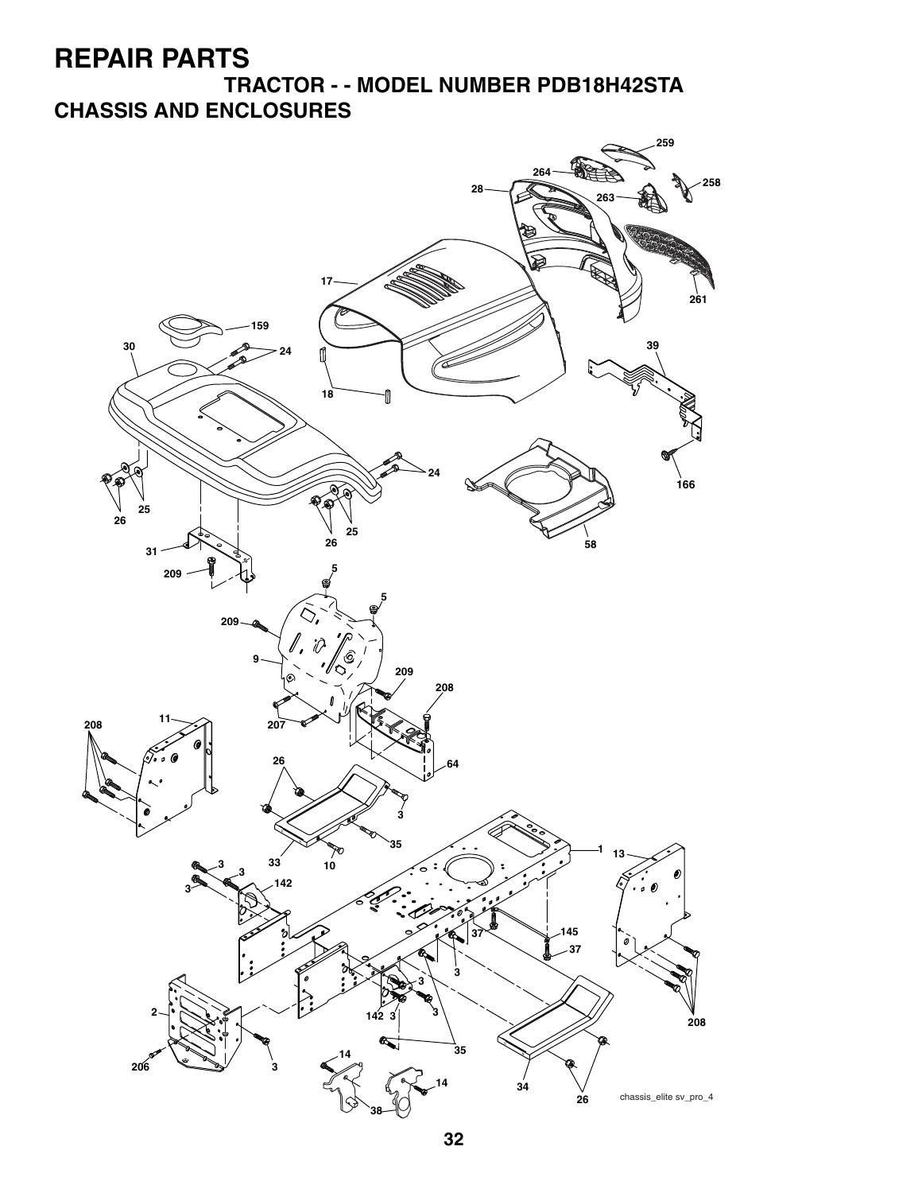# REPAIR PARTS

## TRACTOR - - MODEL NUMBER PDB18H42STA

## CHASSIS AND ENCLOSURES

chassis_elite sv_pro_4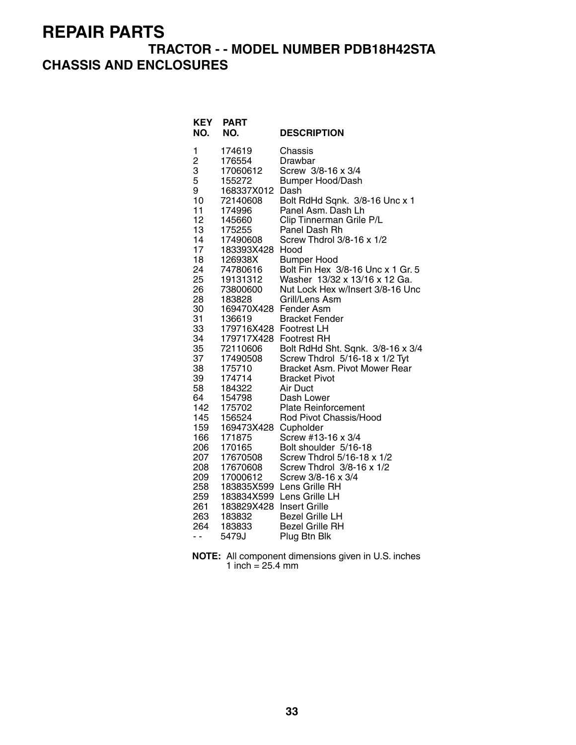# REPAIR PARTS

## TRACTOR - - MODEL NUMBER PDB18H42STA

## CHASSIS AND ENCLOSURES

| KEY NO. | PART NO. | DESCRIPTION |
|---|---|---|
| 1 | 174619 | Chassis |
| 2 | 176554 | Drawbar |
| 3 | 17060612 | Screw 3/8-16 x 3/4 |
| 5 | 155272 | Bumper Hood/Dash |
| 9 | 168337X012 | Dash |
| 10 | 72140608 | Bolt RdHd Sqnk. 3/8-16 Unc x 1 |
| 11 | 174996 | Panel Asm. Dash Lh |
| 12 | 145660 | Clip Tinnerman Grile P/L |
| 13 | 175255 | Panel Dash Rh |
| 14 | 17490608 | Screw Thdrol 3/8-16 x 1/2 |
| 17 | 183393X428 | Hood |
| 18 | 126938X | Bumper Hood |
| 24 | 74780616 | Bolt Fin Hex 3/8-16 Unc x 1 Gr. 5 |
| 25 | 19131312 | Washer 13/32 x 13/16 x 12 Ga. |
| 26 | 73800600 | Nut Lock Hex w/Insert 3/8-16 Unc |
| 28 | 183828 | Grill/Lens Asm |
| 30 | 169470X428 | Fender Asm |
| 31 | 136619 | Bracket Fender |
| 33 | 179716X428 | Footrest LH |
| 34 | 179717X428 | Footrest RH |
| 35 | 72110606 | Bolt RdHd Sht. Sqnk. 3/8-16 x 3/4 |
| 37 | 17490508 | Screw Thdrol 5/16-18 x 1/2 Tyt |
| 38 | 175710 | Bracket Asm. Pivot Mower Rear |
| 39 | 174714 | Bracket Pivot |
| 58 | 184322 | Air Duct |
| 64 | 154798 | Dash Lower |
| 142 | 175702 | Plate Reinforcement |
| 145 | 156524 | Rod Pivot Chassis/Hood |
| 159 | 169473X428 | Cupholder |
| 166 | 171875 | Screw #13-16 x 3/4 |
| 206 | 170165 | Bolt shoulder 5/16-18 |
| 207 | 17670508 | Screw Thdrol 5/16-18 x 1/2 |
| 208 | 17670608 | Screw Thdrol 3/8-16 x 1/2 |
| 209 | 17000612 | Screw 3/8-16 x 3/4 |
| 258 | 183835X599 | Lens Grille RH |
| 259 | 183834X599 | Lens Grille LH |
| 261 | 183829X428 | Insert Grille |
| 263 | 183832 | Bezel Grille LH |
| 264 | 183833 | Bezel Grille RH |
| - - | 5479J | Plug Btn Blk |

**NOTE:** All component dimensions given in U.S. inches
1 inch = 25.4 mm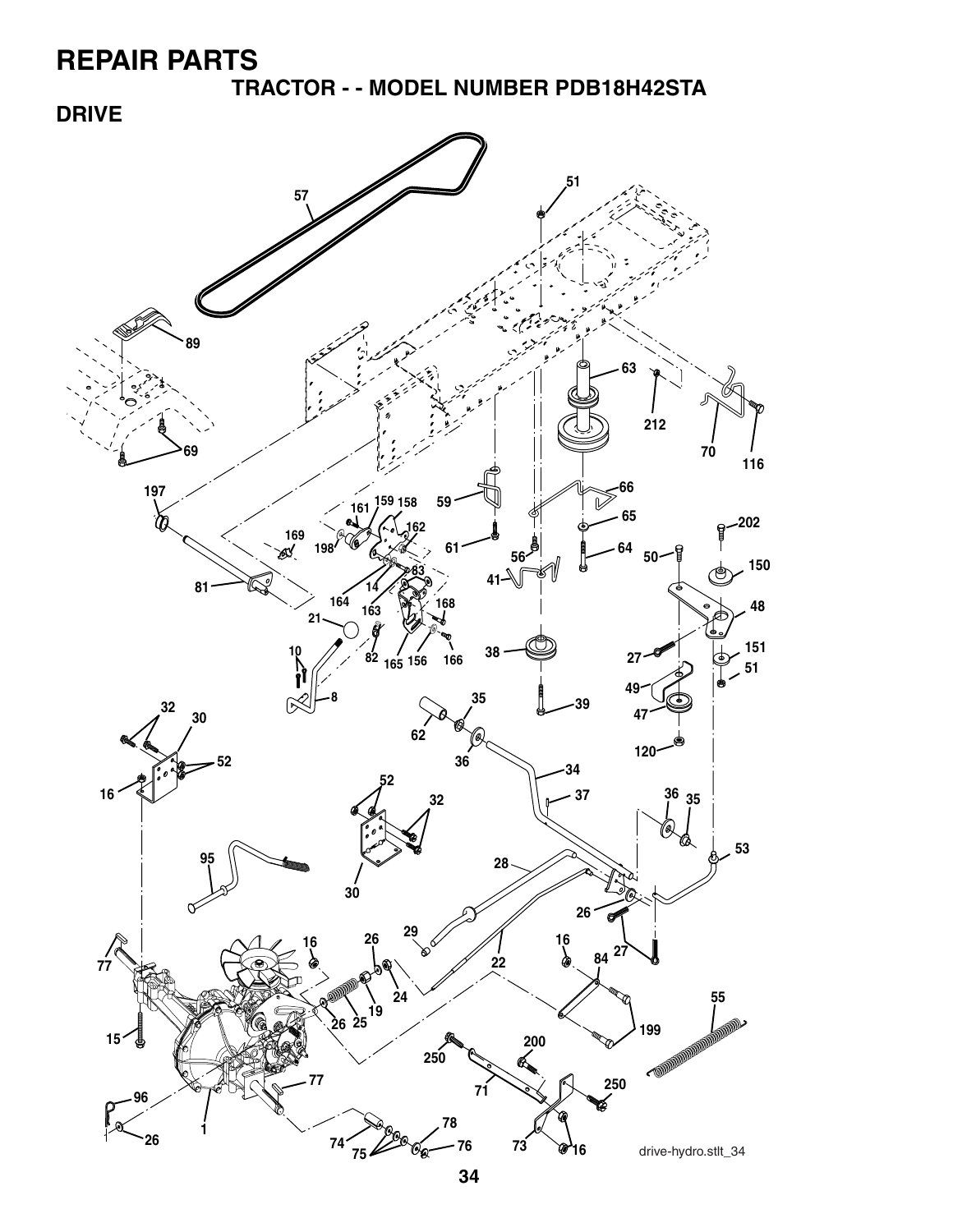# REPAIR PARTS

## TRACTOR - - MODEL NUMBER PDB18H42STA

### DRIVE

drive-hydro.stlt_34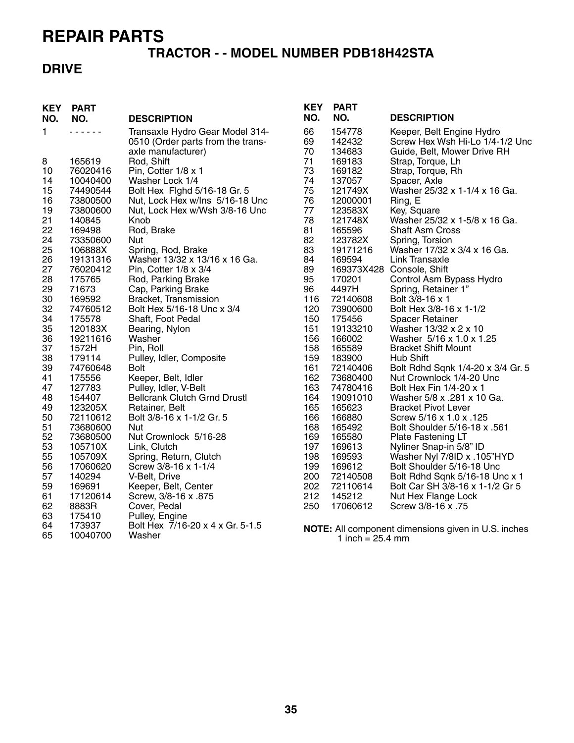# REPAIR PARTS

## TRACTOR - - MODEL NUMBER PDB18H42STA

## DRIVE

| KEY NO. | PART NO. | DESCRIPTION |
|---|---|---|
| 1 | - - - - - - | Transaxle Hydro Gear Model 314-0510 (Order parts from the trans-axle manufacturer) |
| 8 | 165619 | Rod, Shift |
| 10 | 76020416 | Pin, Cotter 1/8 x 1 |
| 14 | 10040400 | Washer Lock 1/4 |
| 15 | 74490544 | Bolt Hex Flghd 5/16-18 Gr. 5 |
| 16 | 73800500 | Nut, Lock Hex w/Ins 5/16-18 Unc |
| 19 | 73800600 | Nut, Lock Hex w/Wsh 3/8-16 Unc |
| 21 | 140845 | Knob |
| 22 | 169498 | Rod, Brake |
| 24 | 73350600 | Nut |
| 25 | 106888X | Spring, Rod, Brake |
| 26 | 19131316 | Washer 13/32 x 13/16 x 16 Ga. |
| 27 | 76020412 | Pin, Cotter 1/8 x 3/4 |
| 28 | 175765 | Rod, Parking Brake |
| 29 | 71673 | Cap, Parking Brake |
| 30 | 169592 | Bracket, Transmission |
| 32 | 74760512 | Bolt Hex 5/16-18 Unc x 3/4 |
| 34 | 175578 | Shaft, Foot Pedal |
| 35 | 120183X | Bearing, Nylon |
| 36 | 19211616 | Washer |
| 37 | 1572H | Pin, Roll |
| 38 | 179114 | Pulley, Idler, Composite |
| 39 | 74760648 | Bolt |
| 41 | 175556 | Keeper, Belt, Idler |
| 47 | 127783 | Pulley, Idler, V-Belt |
| 48 | 154407 | Bellcrank Clutch Grnd Drustl |
| 49 | 123205X | Retainer, Belt |
| 50 | 72110612 | Bolt 3/8-16 x 1-1/2 Gr. 5 |
| 51 | 73680600 | Nut |
| 52 | 73680500 | Nut Crownlock 5/16-28 |
| 53 | 105710X | Link, Clutch |
| 55 | 105709X | Spring, Return, Clutch |
| 56 | 17060620 | Screw 3/8-16 x 1-1/4 |
| 57 | 140294 | V-Belt, Drive |
| 59 | 169691 | Keeper, Belt, Center |
| 61 | 17120614 | Screw, 3/8-16 x .875 |
| 62 | 8883R | Cover, Pedal |
| 63 | 175410 | Pulley, Engine |
| 64 | 173937 | Bolt Hex 7/16-20 x 4 x Gr. 5-1.5 |
| 65 | 10040700 | Washer |
| 66 | 154778 | Keeper, Belt Engine Hydro |
| 69 | 142432 | Screw Hex Wsh Hi-Lo 1/4-1/2 Unc |
| 70 | 134683 | Guide, Belt, Mower Drive RH |
| 71 | 169183 | Strap, Torque, Lh |
| 73 | 169182 | Strap, Torque, Rh |
| 74 | 137057 | Spacer, Axle |
| 75 | 121749X | Washer 25/32 x 1-1/4 x 16 Ga. |
| 76 | 12000001 | Ring, E |
| 77 | 123583X | Key, Square |
| 78 | 121748X | Washer 25/32 x 1-5/8 x 16 Ga. |
| 81 | 165596 | Shaft Asm Cross |
| 82 | 123782X | Spring, Torsion |
| 83 | 19171216 | Washer 17/32 x 3/4 x 16 Ga. |
| 84 | 169594 | Link Transaxle |
| 89 | 169373X428 | Console, Shift |
| 95 | 170201 | Control Asm Bypass Hydro |
| 96 | 4497H | Spring, Retainer 1” |
| 116 | 72140608 | Bolt 3/8-16 x 1 |
| 120 | 73900600 | Bolt Hex 3/8-16 x 1-1/2 |
| 150 | 175456 | Spacer Retainer |
| 151 | 19133210 | Washer 13/32 x 2 x 10 |
| 156 | 166002 | Washer 5/16 x 1.0 x 1.25 |
| 158 | 165589 | Bracket Shift Mount |
| 159 | 183900 | Hub Shift |
| 161 | 72140406 | Bolt Rdhd Sqnk 1/4-20 x 3/4 Gr. 5 |
| 162 | 73680400 | Nut Crownlock 1/4-20 Unc |
| 163 | 74780416 | Bolt Hex Fin 1/4-20 x 1 |
| 164 | 19091010 | Washer 5/8 x .281 x 10 Ga. |
| 165 | 165623 | Bracket Pivot Lever |
| 166 | 166880 | Screw 5/16 x 1.0 x .125 |
| 168 | 165492 | Bolt Shoulder 5/16-18 x .561 |
| 169 | 165580 | Plate Fastening LT |
| 197 | 169613 | Nyliner Snap-in 5/8” ID |
| 198 | 169593 | Washer Nyl 7/8ID x .105”HYD |
| 199 | 169612 | Bolt Shoulder 5/16-18 Unc |
| 200 | 72140508 | Bolt Rdhd Sqnk 5/16-18 Unc x 1 |
| 202 | 72110614 | Bolt Car SH 3/8-16 x 1-1/2 Gr 5 |
| 212 | 145212 | Nut Hex Flange Lock |
| 250 | 17060612 | Screw 3/8-16 x .75 |

**NOTE:** All component dimensions given in U.S. inches
1 inch = 25.4 mm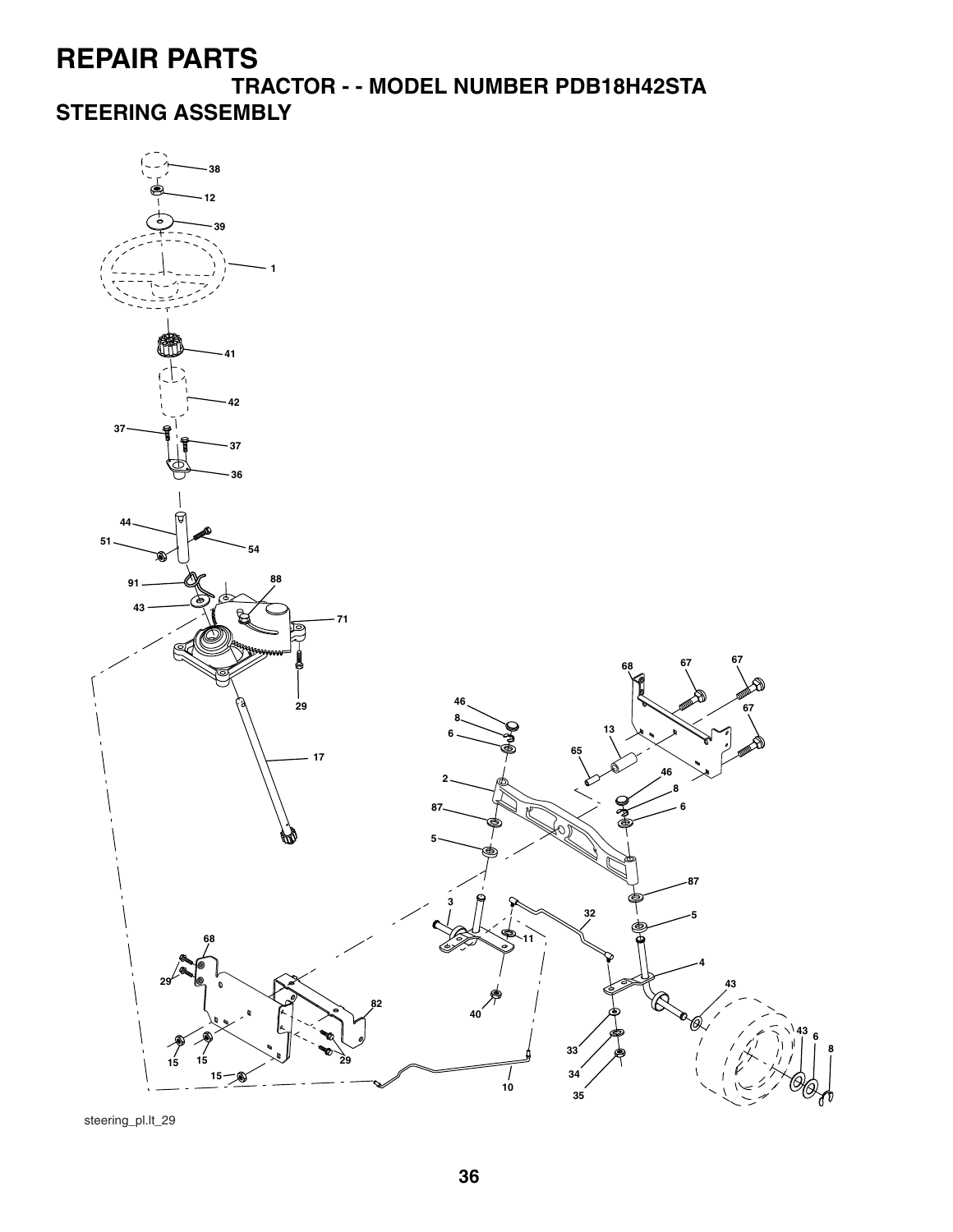# REPAIR PARTS

## TRACTOR - - MODEL NUMBER PDB18H42STA

## STEERING ASSEMBLY

steering_pl.lt_29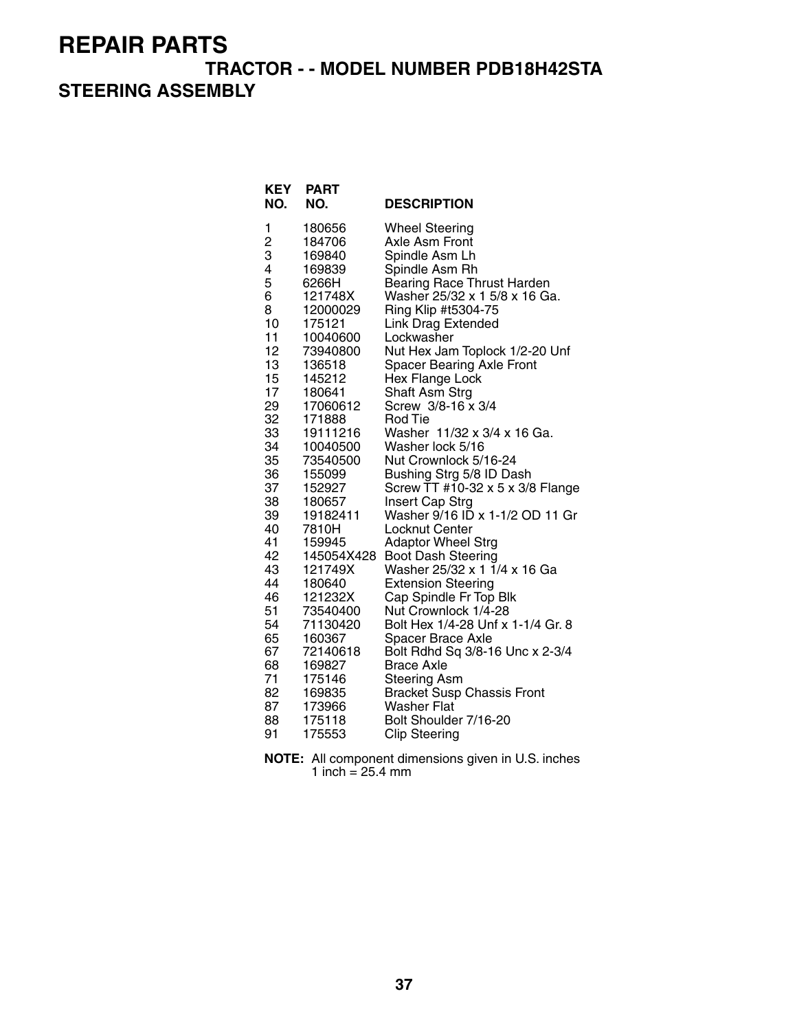# REPAIR PARTS

## TRACTOR - - MODEL NUMBER PDB18H42STA

## STEERING ASSEMBLY

| KEY NO. | PART NO. | DESCRIPTION |
|---|---|---|
| 1 | 180656 | Wheel Steering |
| 2 | 184706 | Axle Asm Front |
| 3 | 169840 | Spindle Asm Lh |
| 4 | 169839 | Spindle Asm Rh |
| 5 | 6266H | Bearing Race Thrust Harden |
| 6 | 121748X | Washer 25/32 x 1 5/8 x 16 Ga. |
| 8 | 12000029 | Ring Klip #t5304-75 |
| 10 | 175121 | Link Drag Extended |
| 11 | 10040600 | Lockwasher |
| 12 | 73940800 | Nut Hex Jam Toplock 1/2-20 Unf |
| 13 | 136518 | Spacer Bearing Axle Front |
| 15 | 145212 | Hex Flange Lock |
| 17 | 180641 | Shaft Asm Strg |
| 29 | 17060612 | Screw 3/8-16 x 3/4 |
| 32 | 171888 | Rod Tie |
| 33 | 19111216 | Washer 11/32 x 3/4 x 16 Ga. |
| 34 | 10040500 | Washer lock 5/16 |
| 35 | 73540500 | Nut Crownlock 5/16-24 |
| 36 | 155099 | Bushing Strg 5/8 ID Dash |
| 37 | 152927 | Screw TT #10-32 x 5 x 3/8 Flange |
| 38 | 180657 | Insert Cap Strg |
| 39 | 19182411 | Washer 9/16 ID x 1-1/2 OD 11 Gr |
| 40 | 7810H | Locknut Center |
| 41 | 159945 | Adaptor Wheel Strg |
| 42 | 145054X428 | Boot Dash Steering |
| 43 | 121749X | Washer 25/32 x 1 1/4 x 16 Ga |
| 44 | 180640 | Extension Steering |
| 46 | 121232X | Cap Spindle Fr Top Blk |
| 51 | 73540400 | Nut Crownlock 1/4-28 |
| 54 | 71130420 | Bolt Hex 1/4-28 Unf x 1-1/4 Gr. 8 |
| 65 | 160367 | Spacer Brace Axle |
| 67 | 72140618 | Bolt Rdhd Sq 3/8-16 Unc x 2-3/4 |
| 68 | 169827 | Brace Axle |
| 71 | 175146 | Steering Asm |
| 82 | 169835 | Bracket Susp Chassis Front |
| 87 | 173966 | Washer Flat |
| 88 | 175118 | Bolt Shoulder 7/16-20 |
| 91 | 175553 | Clip Steering |

**NOTE:** All component dimensions given in U.S. inches
1 inch = 25.4 mm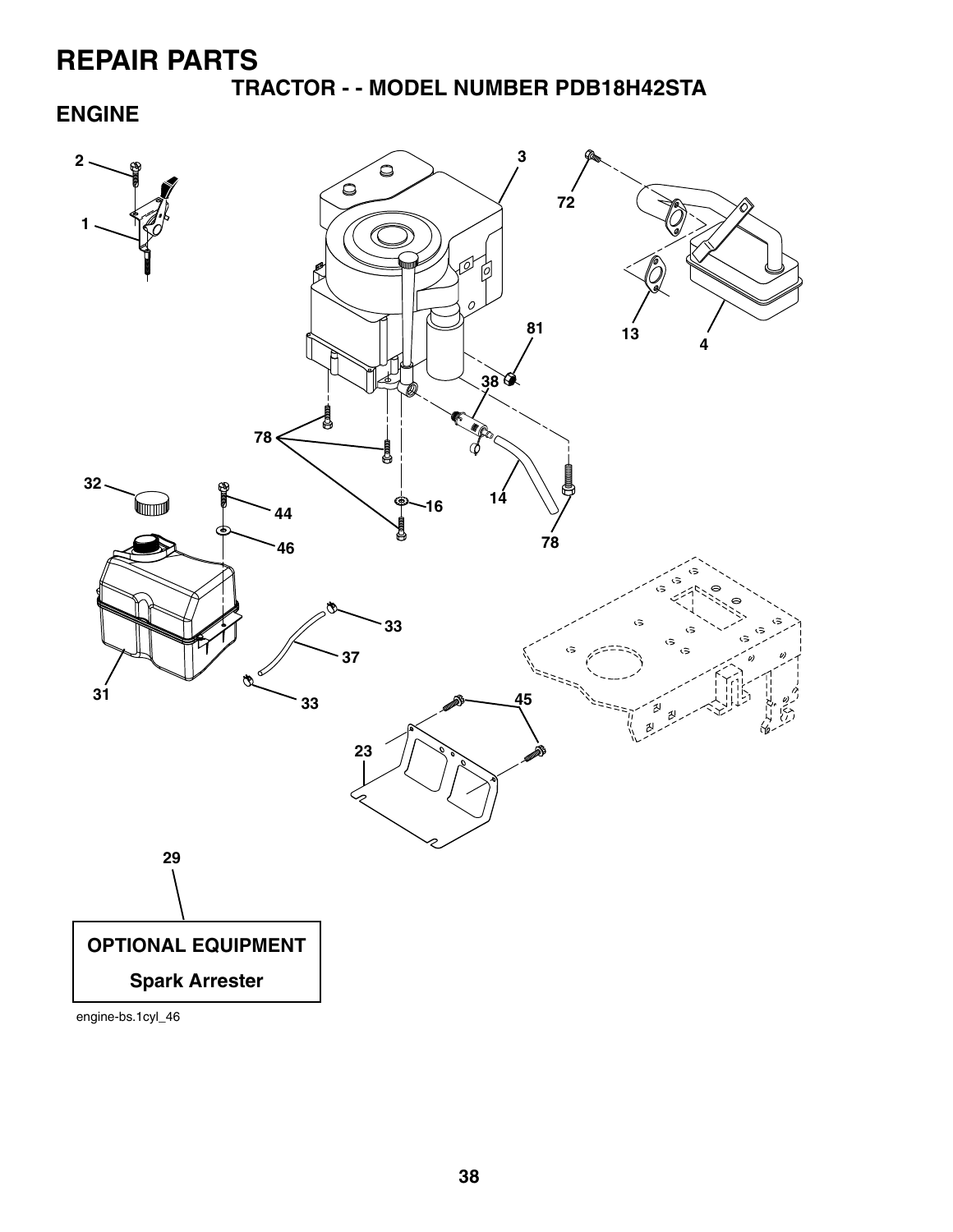# REPAIR PARTS

## TRACTOR - - MODEL NUMBER PDB18H42STA

## ENGINE

2
3
72
1
81
13
4
38
78
32
44
14
16
46
78
33
37
31
33
45
23
29

**OPTIONAL EQUIPMENT**

**Spark Arrester**

engine-bs.1cyl_46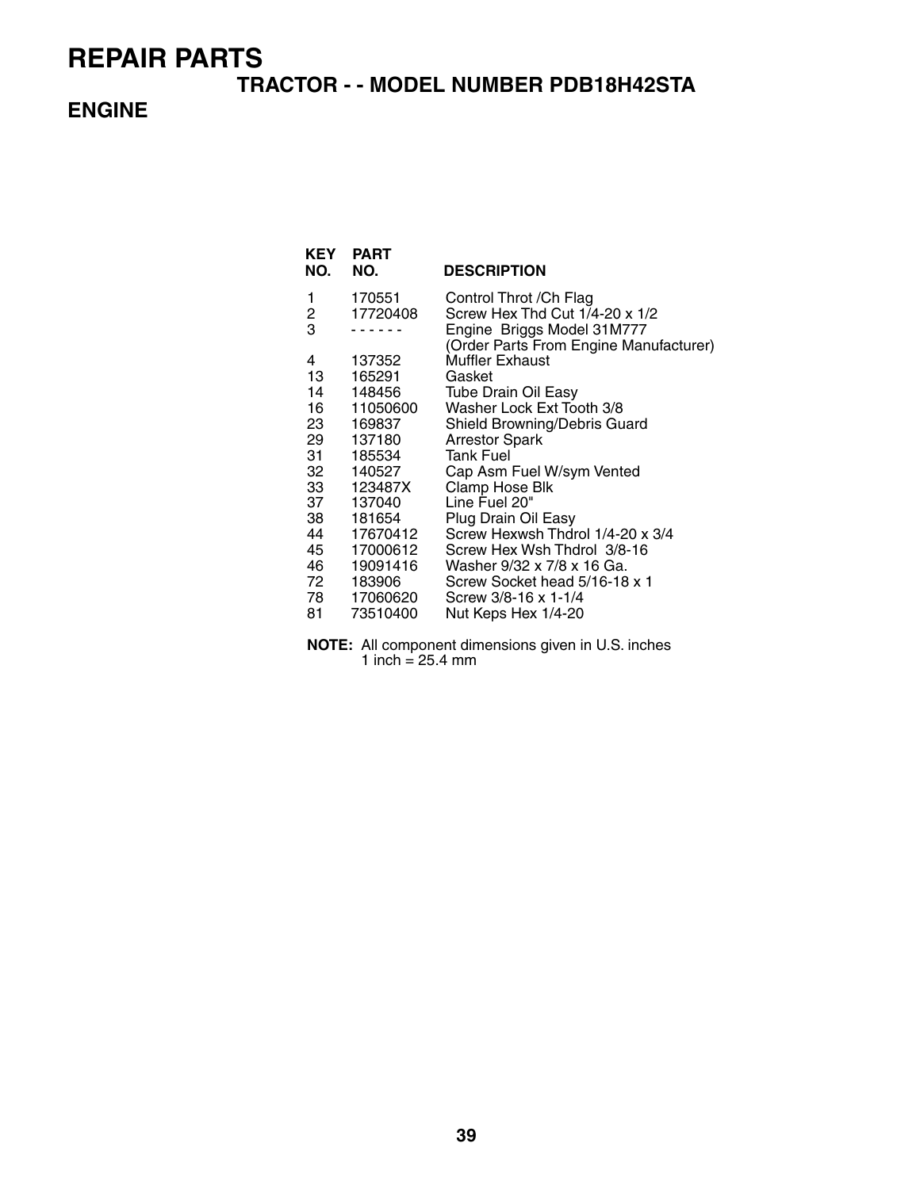# REPAIR PARTS

## TRACTOR - - MODEL NUMBER PDB18H42STA

## ENGINE

| KEY NO. | PART NO. | DESCRIPTION |
|---|---|---|
| 1 | 170551 | Control Throt /Ch Flag |
| 2 | 17720408 | Screw Hex Thd Cut 1/4-20 x 1/2 |
| 3 | - - - - - - | Engine Briggs Model 31M777 (Order Parts From Engine Manufacturer) |
| 4 | 137352 | Muffler Exhaust |
| 13 | 165291 | Gasket |
| 14 | 148456 | Tube Drain Oil Easy |
| 16 | 11050600 | Washer Lock Ext Tooth 3/8 |
| 23 | 169837 | Shield Browning/Debris Guard |
| 29 | 137180 | Arrestor Spark |
| 31 | 185534 | Tank Fuel |
| 32 | 140527 | Cap Asm Fuel W/sym Vented |
| 33 | 123487X | Clamp Hose Blk |
| 37 | 137040 | Line Fuel 20" |
| 38 | 181654 | Plug Drain Oil Easy |
| 44 | 17670412 | Screw Hexwsh Thdrol 1/4-20 x 3/4 |
| 45 | 17000612 | Screw Hex Wsh Thdrol 3/8-16 |
| 46 | 19091416 | Washer 9/32 x 7/8 x 16 Ga. |
| 72 | 183906 | Screw Socket head 5/16-18 x 1 |
| 78 | 17060620 | Screw 3/8-16 x 1-1/4 |
| 81 | 73510400 | Nut Keps Hex 1/4-20 |

**NOTE:** All component dimensions given in U.S. inches
1 inch = 25.4 mm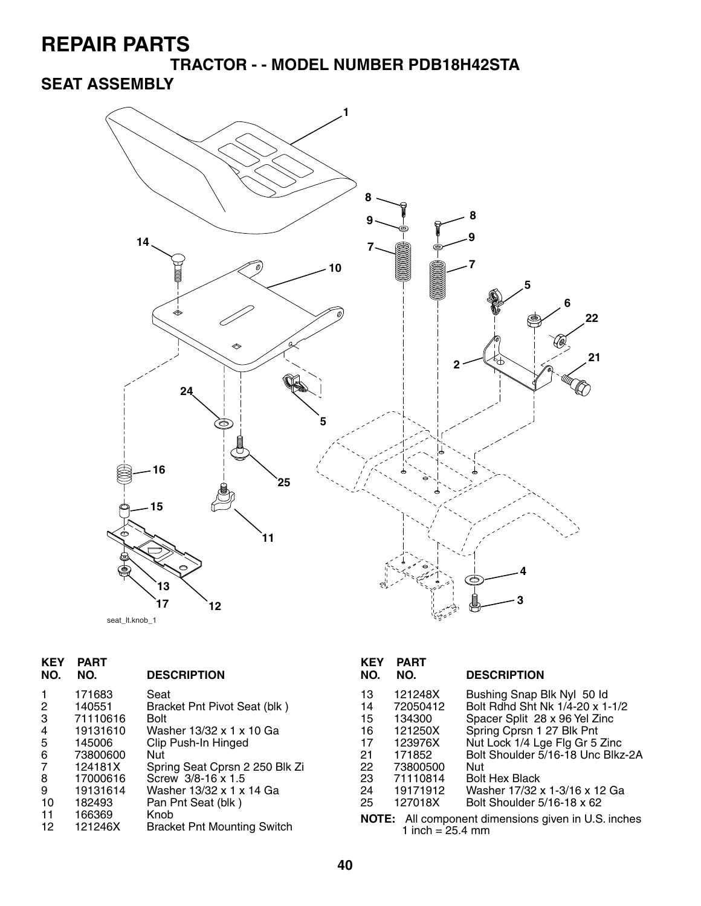# REPAIR PARTS

## TRACTOR - - MODEL NUMBER PDB18H42STA

## SEAT ASSEMBLY

seat_lt.knob_1

| KEY NO. | PART NO. | DESCRIPTION |
|---|---|---|
| 1 | 171683 | Seat |
| 2 | 140551 | Bracket Pnt Pivot Seat (blk ) |
| 3 | 71110616 | Bolt |
| 4 | 19131610 | Washer 13/32 x 1 x 10 Ga |
| 5 | 145006 | Clip Push-In Hinged |
| 6 | 73800600 | Nut |
| 7 | 124181X | Spring Seat Cprsn 2 250 Blk Zi |
| 8 | 17000616 | Screw 3/8-16 x 1.5 |
| 9 | 19131614 | Washer 13/32 x 1 x 14 Ga |
| 10 | 182493 | Pan Pnt Seat (blk ) |
| 11 | 166369 | Knob |
| 12 | 121246X | Bracket Pnt Mounting Switch |
| 13 | 121248X | Bushing Snap Blk Nyl 50 Id |
| 14 | 72050412 | Bolt Rdhd Sht Nk 1/4-20 x 1-1/2 |
| 15 | 134300 | Spacer Split 28 x 96 Yel Zinc |
| 16 | 121250X | Spring Cprsn 1 27 Blk Pnt |
| 17 | 123976X | Nut Lock 1/4 Lge Flg Gr 5 Zinc |
| 21 | 171852 | Bolt Shoulder 5/16-18 Unc Blkz-2A |
| 22 | 73800500 | Nut |
| 23 | 71110814 | Bolt Hex Black |
| 24 | 19171912 | Washer 17/32 x 1-3/16 x 12 Ga |
| 25 | 127018X | Bolt Shoulder 5/16-18 x 62 |

**NOTE:** All component dimensions given in U.S. inches
1 inch = 25.4 mm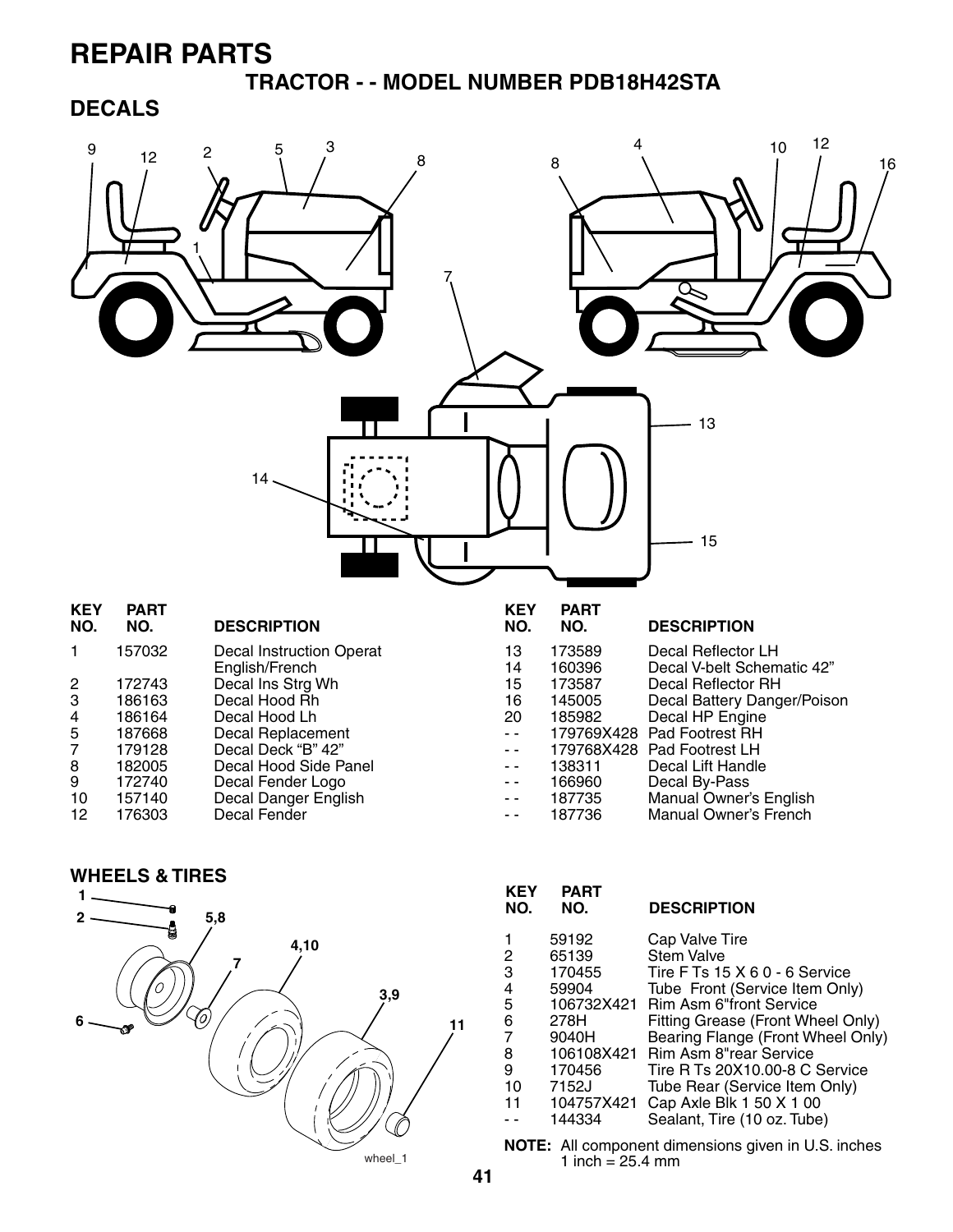# REPAIR PARTS

## TRACTOR - - MODEL NUMBER PDB18H42STA

## DECALS

| KEY NO. | PART NO. | DESCRIPTION |
|---|---|---|
| 1 | 157032 | Decal Instruction Operat English/French |
| 2 | 172743 | Decal Ins Strg Wh |
| 3 | 186163 | Decal Hood Rh |
| 4 | 186164 | Decal Hood Lh |
| 5 | 187668 | Decal Replacement |
| 7 | 179128 | Decal Deck "B" 42" |
| 8 | 182005 | Decal Hood Side Panel |
| 9 | 172740 | Decal Fender Logo |
| 10 | 157140 | Decal Danger English |
| 12 | 176303 | Decal Fender |
| 13 | 173589 | Decal Reflector LH |
| 14 | 160396 | Decal V-belt Schematic 42" |
| 15 | 173587 | Decal Reflector RH |
| 16 | 145005 | Decal Battery Danger/Poison |
| 20 | 185982 | Decal HP Engine |
| - - | 179769X428 | Pad Footrest RH |
| - - | 179768X428 | Pad Footrest LH |
| - - | 138311 | Decal Lift Handle |
| - - | 166960 | Decal By-Pass |
| - - | 187735 | Manual Owner's English |
| - - | 187736 | Manual Owner's French |

## WHEELS & TIRES

| KEY NO. | PART NO. | DESCRIPTION |
|---|---|---|
| 1 | 59192 | Cap Valve Tire |
| 2 | 65139 | Stem Valve |
| 3 | 170455 | Tire F Ts 15 X 6 0 - 6 Service |
| 4 | 59904 | Tube Front (Service Item Only) |
| 5 | 106732X421 | Rim Asm 6"front Service |
| 6 | 278H | Fitting Grease (Front Wheel Only) |
| 7 | 9040H | Bearing Flange (Front Wheel Only) |
| 8 | 106108X421 | Rim Asm 8"rear Service |
| 9 | 170456 | Tire R Ts 20X10.00-8 C Service |
| 10 | 7152J | Tube Rear (Service Item Only) |
| 11 | 104757X421 | Cap Axle Blk 1 50 X 1 00 |
| - - | 144334 | Sealant, Tire (10 oz. Tube) |

**NOTE:** All component dimensions given in U.S. inches
1 inch = 25.4 mm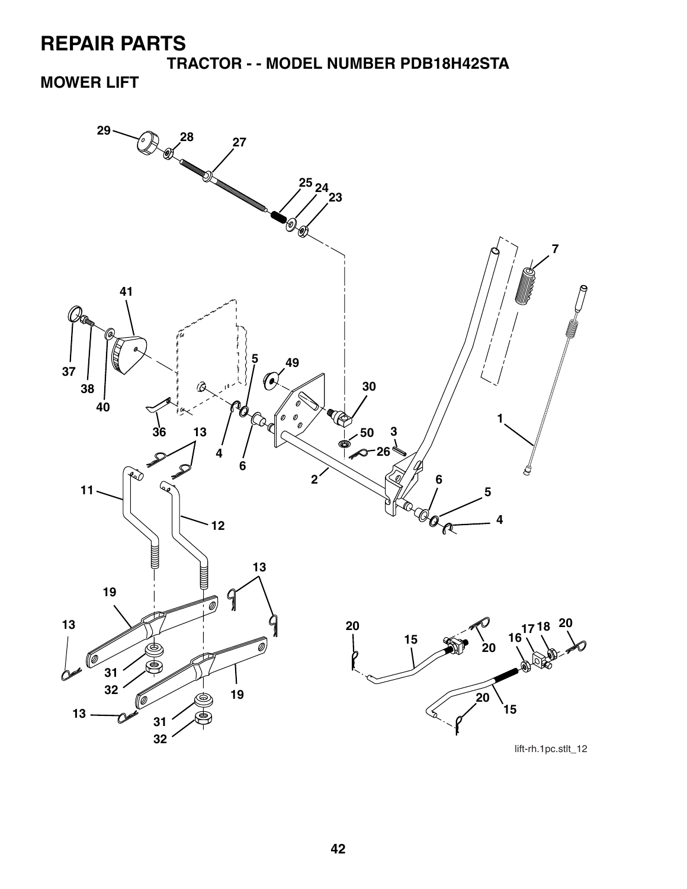# REPAIR PARTS

## TRACTOR - - MODEL NUMBER PDB18H42STA

## MOWER LIFT

29 28 27 25 24 23 7 41 37 38 40 5 49 30 1 36 13 4 6 50 3 26 2 6 5 4 11 12 13 19 13 20 15 17 18 20 16 20 31 32 19 13 31 32 20 15

lift-rh.1pc.stlt_12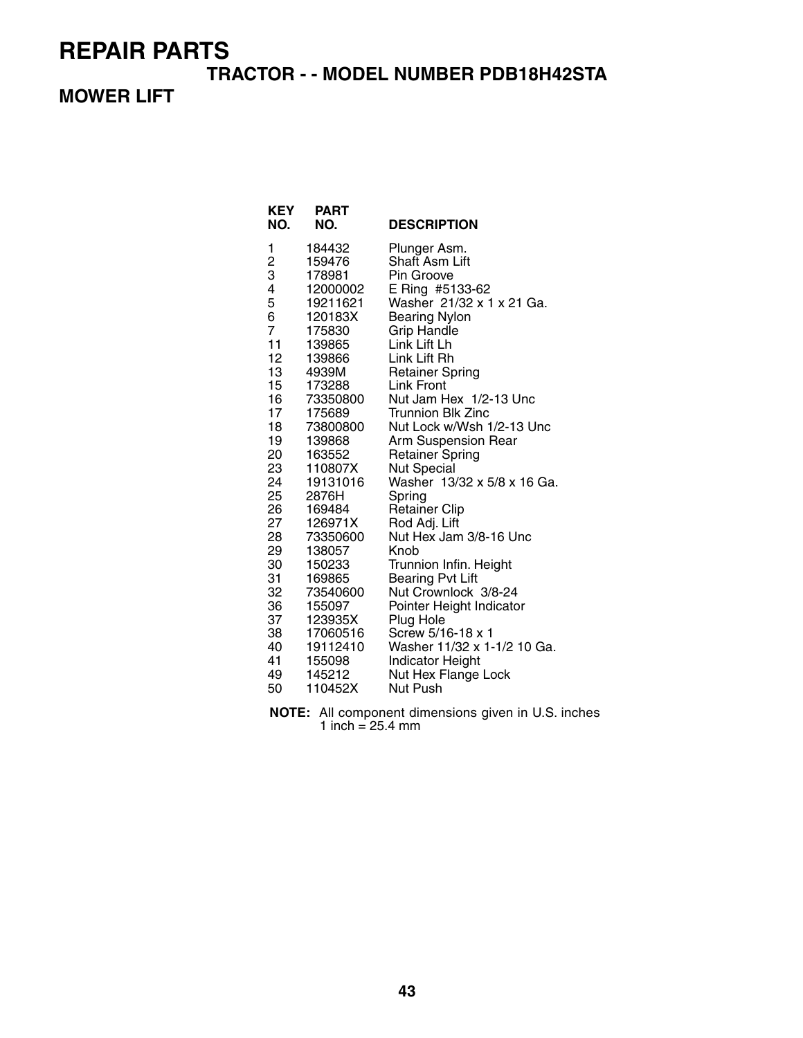# REPAIR PARTS

## TRACTOR - - MODEL NUMBER PDB18H42STA

## MOWER LIFT

| KEY NO. | PART NO. | DESCRIPTION |
|---|---|---|
| 1 | 184432 | Plunger Asm. |
| 2 | 159476 | Shaft Asm Lift |
| 3 | 178981 | Pin Groove |
| 4 | 12000002 | E Ring #5133-62 |
| 5 | 19211621 | Washer 21/32 x 1 x 21 Ga. |
| 6 | 120183X | Bearing Nylon |
| 7 | 175830 | Grip Handle |
| 11 | 139865 | Link Lift Lh |
| 12 | 139866 | Link Lift Rh |
| 13 | 4939M | Retainer Spring |
| 15 | 173288 | Link Front |
| 16 | 73350800 | Nut Jam Hex 1/2-13 Unc |
| 17 | 175689 | Trunnion Blk Zinc |
| 18 | 73800800 | Nut Lock w/Wsh 1/2-13 Unc |
| 19 | 139868 | Arm Suspension Rear |
| 20 | 163552 | Retainer Spring |
| 23 | 110807X | Nut Special |
| 24 | 19131016 | Washer 13/32 x 5/8 x 16 Ga. |
| 25 | 2876H | Spring |
| 26 | 169484 | Retainer Clip |
| 27 | 126971X | Rod Adj. Lift |
| 28 | 73350600 | Nut Hex Jam 3/8-16 Unc |
| 29 | 138057 | Knob |
| 30 | 150233 | Trunnion Infin. Height |
| 31 | 169865 | Bearing Pvt Lift |
| 32 | 73540600 | Nut Crownlock 3/8-24 |
| 36 | 155097 | Pointer Height Indicator |
| 37 | 123935X | Plug Hole |
| 38 | 17060516 | Screw 5/16-18 x 1 |
| 40 | 19112410 | Washer 11/32 x 1-1/2 10 Ga. |
| 41 | 155098 | Indicator Height |
| 49 | 145212 | Nut Hex Flange Lock |
| 50 | 110452X | Nut Push |

**NOTE:** All component dimensions given in U.S. inches
1 inch = 25.4 mm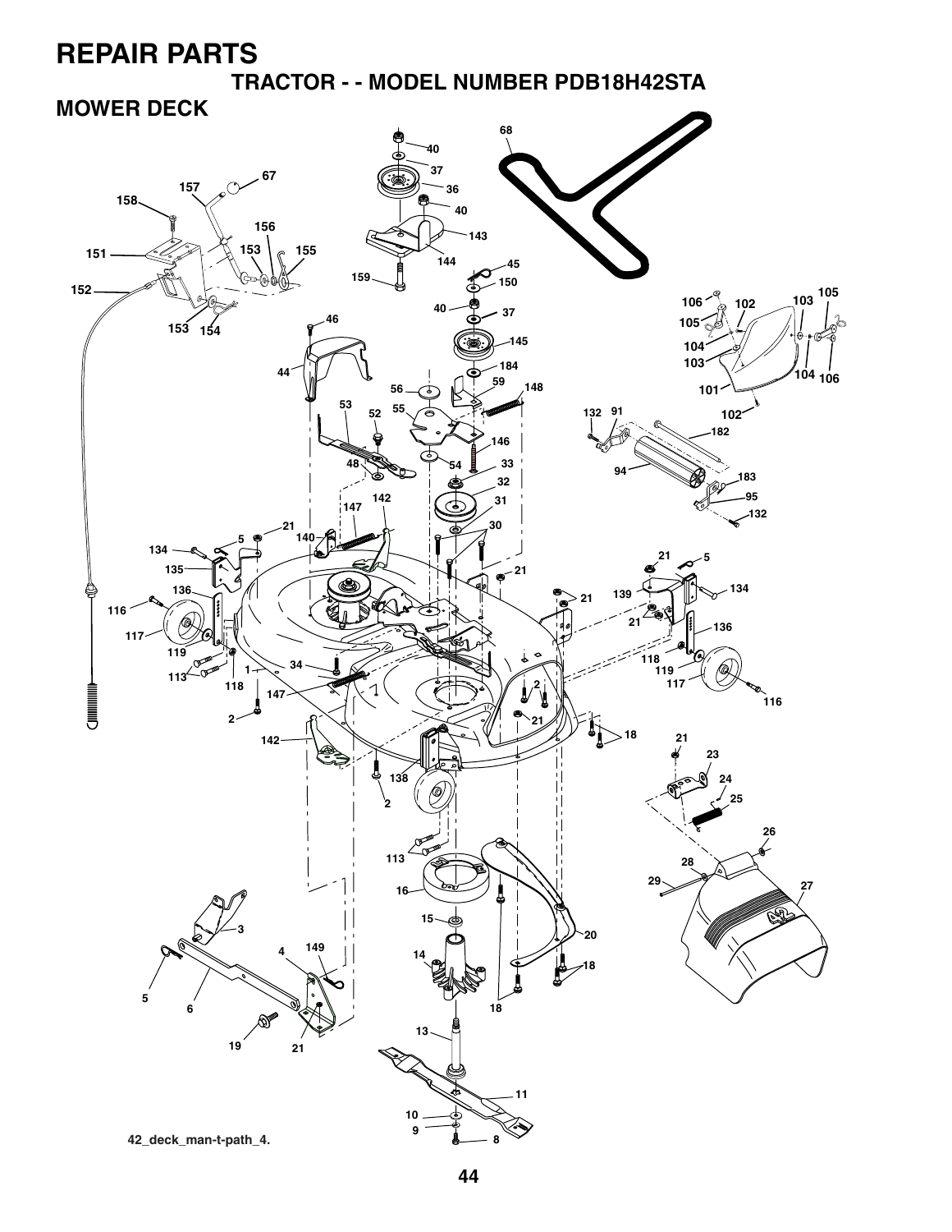# REPAIR PARTS

## TRACTOR - - MODEL NUMBER PDB18H42STA

## MOWER DECK

42_deck_man-t-path_4.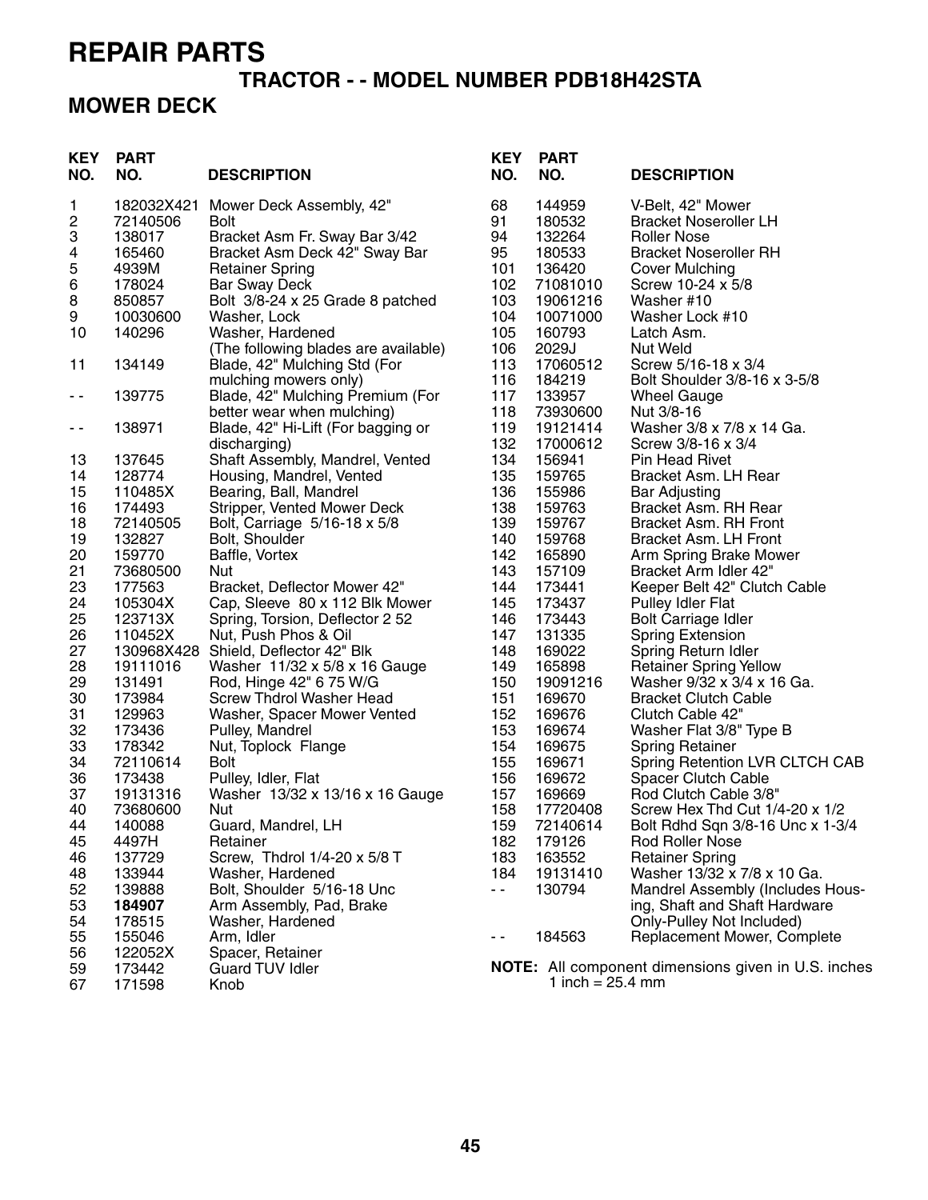# REPAIR PARTS

## TRACTOR - - MODEL NUMBER PDB18H42STA

## MOWER DECK

| KEY NO. | PART NO. | DESCRIPTION |
|---|---|---|
| 1 | 182032X421 | Mower Deck Assembly, 42" |
| 2 | 72140506 | Bolt |
| 3 | 138017 | Bracket Asm Fr. Sway Bar 3/42 |
| 4 | 165460 | Bracket Asm Deck 42" Sway Bar |
| 5 | 4939M | Retainer Spring |
| 6 | 178024 | Bar Sway Deck |
| 8 | 850857 | Bolt 3/8-24 x 25 Grade 8 patched |
| 9 | 10030600 | Washer, Lock |
| 10 | 140296 | Washer, Hardened |
| | | (The following blades are available) |
| 11 | 134149 | Blade, 42" Mulching Std (For mulching mowers only) |
| - - | 139775 | Blade, 42" Mulching Premium (For better wear when mulching) |
| - - | 138971 | Blade, 42" Hi-Lift (For bagging or discharging) |
| 13 | 137645 | Shaft Assembly, Mandrel, Vented |
| 14 | 128774 | Housing, Mandrel, Vented |
| 15 | 110485X | Bearing, Ball, Mandrel |
| 16 | 174493 | Stripper, Vented Mower Deck |
| 18 | 72140505 | Bolt, Carriage 5/16-18 x 5/8 |
| 19 | 132827 | Bolt, Shoulder |
| 20 | 159770 | Baffle, Vortex |
| 21 | 73680500 | Nut |
| 23 | 177563 | Bracket, Deflector Mower 42" |
| 24 | 105304X | Cap, Sleeve 80 x 112 Blk Mower |
| 25 | 123713X | Spring, Torsion, Deflector 2 52 |
| 26 | 110452X | Nut, Push Phos & Oil |
| 27 | 130968X428 | Shield, Deflector 42" Blk |
| 28 | 19111016 | Washer 11/32 x 5/8 x 16 Gauge |
| 29 | 131491 | Rod, Hinge 42" 6 75 W/G |
| 30 | 173984 | Screw Thdrol Washer Head |
| 31 | 129963 | Washer, Spacer Mower Vented |
| 32 | 173436 | Pulley, Mandrel |
| 33 | 178342 | Nut, Toplock Flange |
| 34 | 72110614 | Bolt |
| 36 | 173438 | Pulley, Idler, Flat |
| 37 | 19131316 | Washer 13/32 x 13/16 x 16 Gauge |
| 40 | 73680600 | Nut |
| 44 | 140088 | Guard, Mandrel, LH |
| 45 | 4497H | Retainer |
| 46 | 137729 | Screw, Thdrol 1/4-20 x 5/8 T |
| 48 | 133944 | Washer, Hardened |
| 52 | 139888 | Bolt, Shoulder 5/16-18 Unc |
| 53 | **184907** | Arm Assembly, Pad, Brake |
| 54 | 178515 | Washer, Hardened |
| 55 | 155046 | Arm, Idler |
| 56 | 122052X | Spacer, Retainer |
| 59 | 173442 | Guard TUV Idler |
| 67 | 171598 | Knob |
| 68 | 144959 | V-Belt, 42" Mower |
| 91 | 180532 | Bracket Noseroller LH |
| 94 | 132264 | Roller Nose |
| 95 | 180533 | Bracket Noseroller RH |
| 101 | 136420 | Cover Mulching |
| 102 | 71081010 | Screw 10-24 x 5/8 |
| 103 | 19061216 | Washer #10 |
| 104 | 10071000 | Washer Lock #10 |
| 105 | 160793 | Latch Asm. |
| 106 | 2029J | Nut Weld |
| 113 | 17060512 | Screw 5/16-18 x 3/4 |
| 116 | 184219 | Bolt Shoulder 3/8-16 x 3-5/8 |
| 117 | 133957 | Wheel Gauge |
| 118 | 73930600 | Nut 3/8-16 |
| 119 | 19121414 | Washer 3/8 x 7/8 x 14 Ga. |
| 132 | 17000612 | Screw 3/8-16 x 3/4 |
| 134 | 156941 | Pin Head Rivet |
| 135 | 159765 | Bracket Asm. LH Rear |
| 136 | 155986 | Bar Adjusting |
| 138 | 159763 | Bracket Asm. RH Rear |
| 139 | 159767 | Bracket Asm. RH Front |
| 140 | 159768 | Bracket Asm. LH Front |
| 142 | 165890 | Arm Spring Brake Mower |
| 143 | 157109 | Bracket Arm Idler 42" |
| 144 | 173441 | Keeper Belt 42" Clutch Cable |
| 145 | 173437 | Pulley Idler Flat |
| 146 | 173443 | Bolt Carriage Idler |
| 147 | 131335 | Spring Extension |
| 148 | 169022 | Spring Return Idler |
| 149 | 165898 | Retainer Spring Yellow |
| 150 | 19091216 | Washer 9/32 x 3/4 x 16 Ga. |
| 151 | 169670 | Bracket Clutch Cable |
| 152 | 169676 | Clutch Cable 42" |
| 153 | 169674 | Washer Flat 3/8" Type B |
| 154 | 169675 | Spring Retainer |
| 155 | 169671 | Spring Retention LVR CLTCH CAB |
| 156 | 169672 | Spacer Clutch Cable |
| 157 | 169669 | Rod Clutch Cable 3/8" |
| 158 | 17720408 | Screw Hex Thd Cut 1/4-20 x 1/2 |
| 159 | 72140614 | Bolt Rdhd Sqn 3/8-16 Unc x 1-3/4 |
| 182 | 179126 | Rod Roller Nose |
| 183 | 163552 | Retainer Spring |
| 184 | 19131410 | Washer 13/32 x 7/8 x 10 Ga. |
| - - | 130794 | Mandrel Assembly (Includes Housing, Shaft and Shaft Hardware Only-Pulley Not Included) |
| - - | 184563 | Replacement Mower, Complete |

**NOTE:** All component dimensions given in U.S. inches
1 inch = 25.4 mm